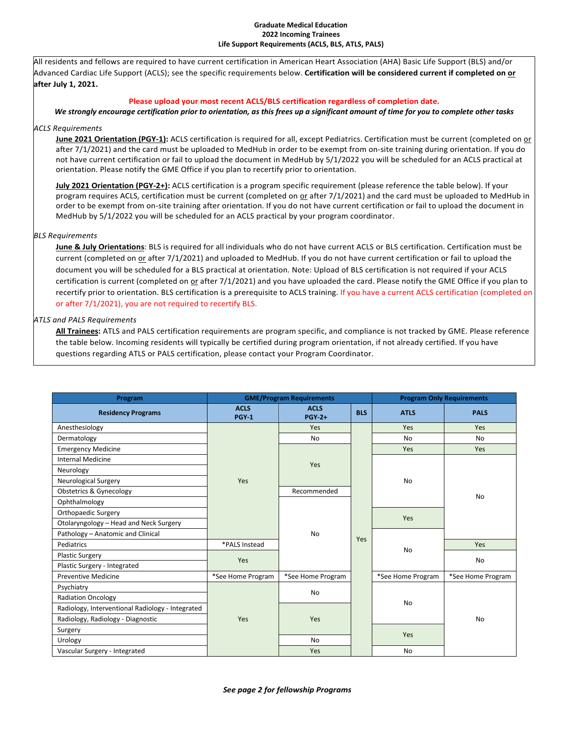**Graduate Medical Education**
**2022 Incoming Trainees**
**Life Support Requirements (ACLS, BLS, ATLS, PALS)**

All residents and fellows are required to have current certification in American Heart Association (AHA) Basic Life Support (BLS) and/or Advanced Cardiac Life Support (ACLS); see the specific requirements below. **Certification will be considered current if completed on or after July 1, 2021.**

**Please upload your most recent ACLS/BLS certification regardless of completion date.**

***We strongly encourage certification prior to orientation, as this frees up a significant amount of time for you to complete other tasks***

*ACLS Requirements*

**June 2021 Orientation (PGY-1):** ACLS certification is required for all, except Pediatrics. Certification must be current (completed on or after 7/1/2021) and the card must be uploaded to MedHub in order to be exempt from on-site training during orientation. If you do not have current certification or fail to upload the document in MedHub by 5/1/2022 you will be scheduled for an ACLS practical at orientation. Please notify the GME Office if you plan to recertify prior to orientation.

**July 2021 Orientation (PGY-2+):** ACLS certification is a program specific requirement (please reference the table below). If your program requires ACLS, certification must be current (completed on or after 7/1/2021) and the card must be uploaded to MedHub in order to be exempt from on-site training after orientation. If you do not have current certification or fail to upload the document in MedHub by 5/1/2022 you will be scheduled for an ACLS practical by your program coordinator.

*BLS Requirements*

**June & July Orientations**: BLS is required for all individuals who do not have current ACLS or BLS certification. Certification must be current (completed on or after 7/1/2021) and uploaded to MedHub. If you do not have current certification or fail to upload the document you will be scheduled for a BLS practical at orientation. Note: Upload of BLS certification is not required if your ACLS certification is current (completed on or after 7/1/2021) and you have uploaded the card. Please notify the GME Office if you plan to recertify prior to orientation. BLS certification is a prerequisite to ACLS training. If you have a current ACLS certification (completed on or after 7/1/2021), you are not required to recertify BLS.

*ATLS and PALS Requirements*

**All Trainees:** ATLS and PALS certification requirements are program specific, and compliance is not tracked by GME. Please reference the table below. Incoming residents will typically be certified during program orientation, if not already certified. If you have questions regarding ATLS or PALS certification, please contact your Program Coordinator.

| Program | GME/Program Requirements | | | Program Only Requirements | |
|---|---|---|---|---|---|
| **Residency Programs** | **ACLS PGY-1** | **ACLS PGY-2+** | **BLS** | **ATLS** | **PALS** |
| Anesthesiology | Yes | Yes | Yes | Yes | Yes |
| Dermatology | Yes | No | Yes | No | No |
| Emergency Medicine | Yes | Yes | Yes | Yes | Yes |
| Internal Medicine | Yes | Yes | Yes | No | No |
| Neurology | Yes | Yes | Yes | No | No |
| Neurological Surgery | Yes | Yes | Yes | No | No |
| Obstetrics & Gynecology | Yes | Recommended | Yes | No | No |
| Ophthalmology | Yes | No | Yes | No | No |
| Orthopaedic Surgery | Yes | No | Yes | Yes | No |
| Otolaryngology – Head and Neck Surgery | Yes | No | Yes | Yes | No |
| Pathology – Anatomic and Clinical | Yes | No | Yes | No | No |
| Pediatrics | *PALS Instead | No | Yes | No | Yes |
| Plastic Surgery | Yes | No | Yes | No | No |
| Plastic Surgery - Integrated | Yes | No | Yes | No | No |
| Preventive Medicine | *See Home Program | *See Home Program | Yes | *See Home Program | *See Home Program |
| Psychiatry | Yes | No | Yes | No | No |
| Radiation Oncology | Yes | No | Yes | No | No |
| Radiology, Interventional Radiology - Integrated | Yes | Yes | Yes | No | No |
| Radiology, Radiology - Diagnostic | Yes | Yes | Yes | No | No |
| Surgery | Yes | Yes | Yes | Yes | No |
| Urology | Yes | No | Yes | Yes | No |
| Vascular Surgery - Integrated | Yes | Yes | Yes | No | No |

***See page 2 for fellowship Programs***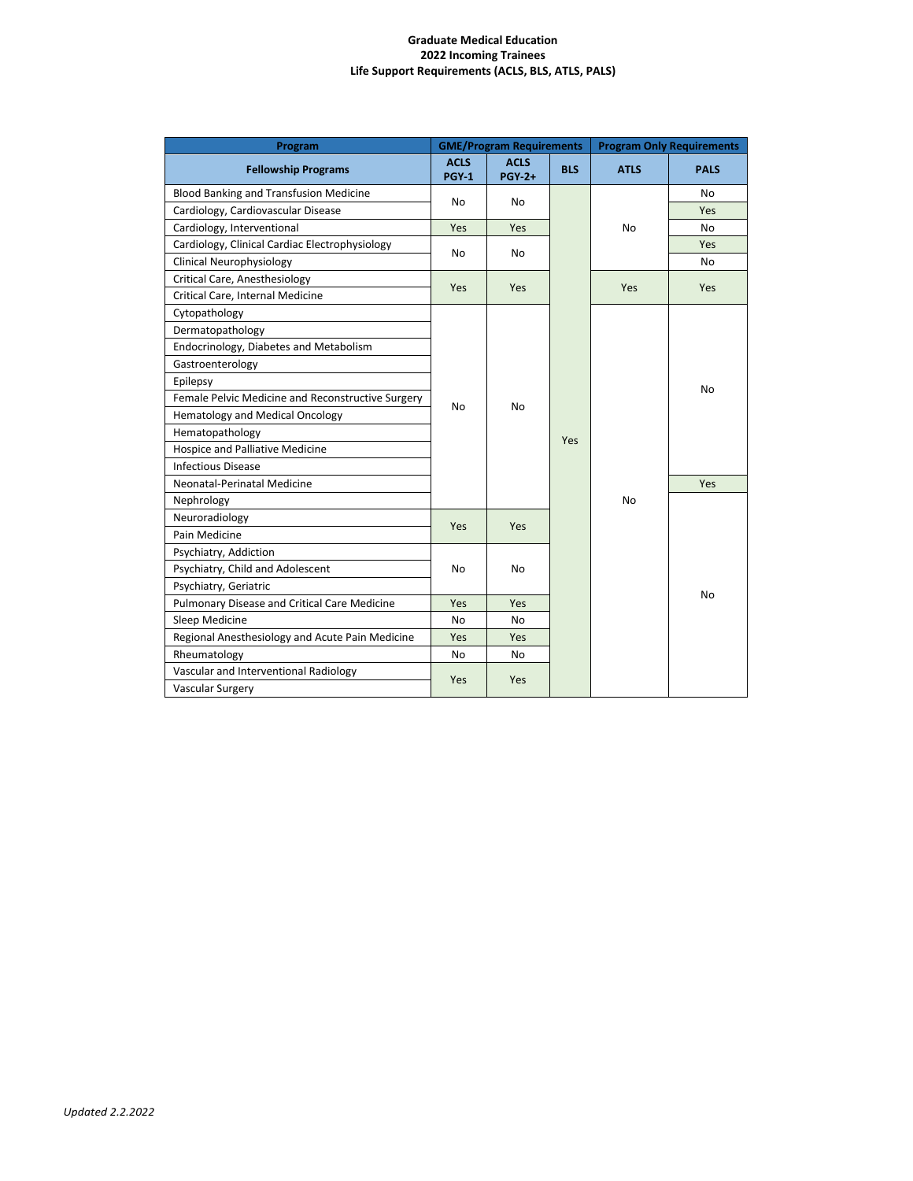**Graduate Medical Education**
**2022 Incoming Trainees**
**Life Support Requirements (ACLS, BLS, ATLS, PALS)**

| Program | GME/Program Requirements | | | Program Only Requirements | |
|---|---|---|---|---|---|
| **Fellowship Programs** | **ACLS PGY-1** | **ACLS PGY-2+** | **BLS** | **ATLS** | **PALS** |
| Blood Banking and Transfusion Medicine | No | No | Yes | No | No |
| Cardiology, Cardiovascular Disease | No | No | Yes | No | Yes |
| Cardiology, Interventional | Yes | Yes | Yes | No | No |
| Cardiology, Clinical Cardiac Electrophysiology | No | No | Yes | No | Yes |
| Clinical Neurophysiology | No | No | Yes | No | No |
| Critical Care, Anesthesiology | Yes | Yes | Yes | Yes | Yes |
| Critical Care, Internal Medicine | Yes | Yes | Yes | Yes | Yes |
| Cytopathology | No | No | Yes | No | No |
| Dermatopathology | No | No | Yes | No | No |
| Endocrinology, Diabetes and Metabolism | No | No | Yes | No | No |
| Gastroenterology | No | No | Yes | No | No |
| Epilepsy | No | No | Yes | No | No |
| Female Pelvic Medicine and Reconstructive Surgery | No | No | Yes | No | No |
| Hematology and Medical Oncology | No | No | Yes | No | No |
| Hematopathology | No | No | Yes | No | No |
| Hospice and Palliative Medicine | No | No | Yes | No | No |
| Infectious Disease | No | No | Yes | No | No |
| Neonatal-Perinatal Medicine | No | No | Yes | No | Yes |
| Nephrology | No | No | Yes | No | No |
| Neuroradiology | Yes | Yes | Yes | No | No |
| Pain Medicine | Yes | Yes | Yes | No | No |
| Psychiatry, Addiction | No | No | Yes | No | No |
| Psychiatry, Child and Adolescent | No | No | Yes | No | No |
| Psychiatry, Geriatric | No | No | Yes | No | No |
| Pulmonary Disease and Critical Care Medicine | Yes | Yes | Yes | No | No |
| Sleep Medicine | No | No | Yes | No | No |
| Regional Anesthesiology and Acute Pain Medicine | Yes | Yes | Yes | No | No |
| Rheumatology | No | No | Yes | No | No |
| Vascular and Interventional Radiology | Yes | Yes | Yes | No | No |
| Vascular Surgery | Yes | Yes | Yes | No | No |

*Updated 2.2.2022*